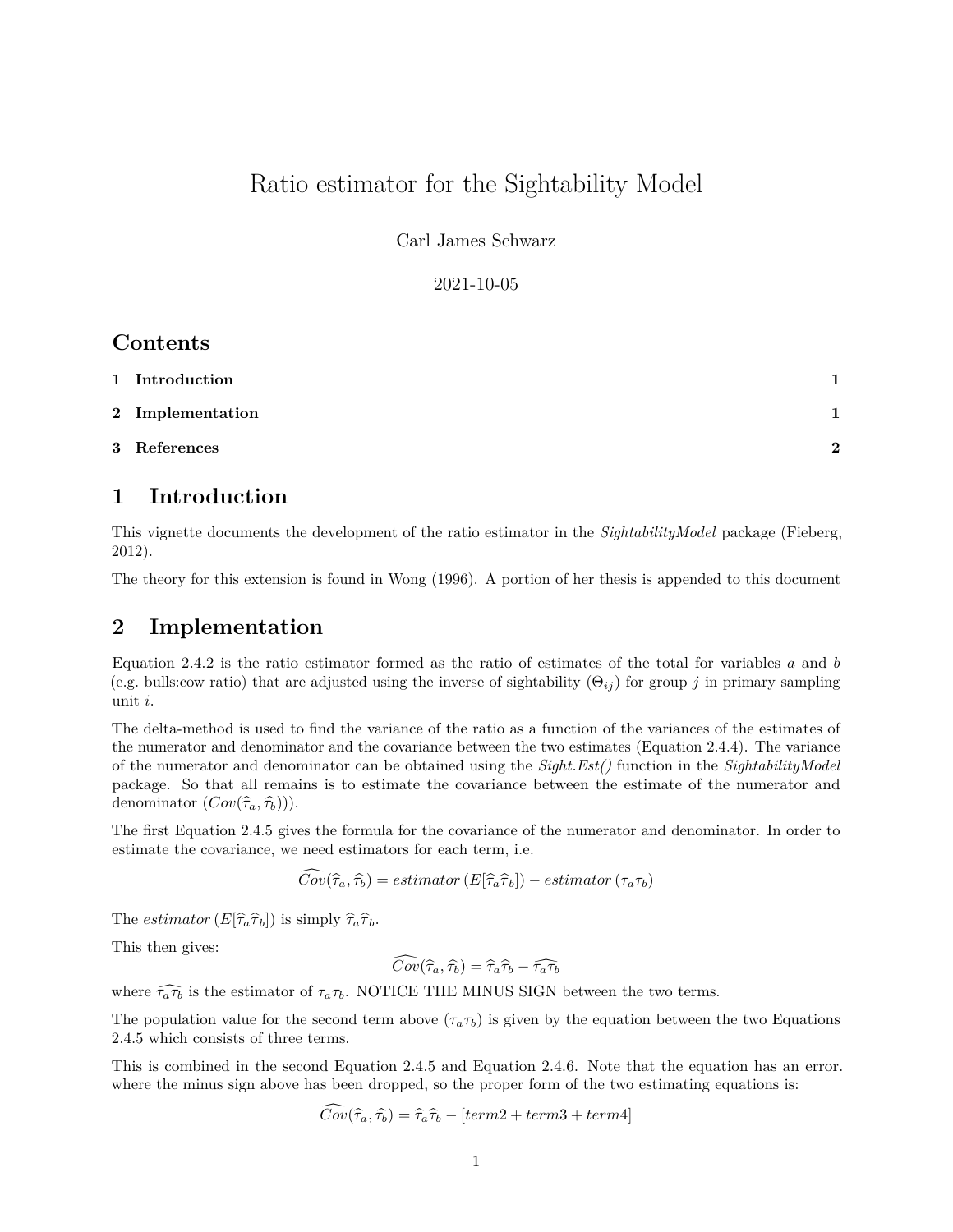# Ratio estimator for the Sightability Model

Carl James Schwarz

2021-10-05

## Contents

1 Introduction 1

2 Implementation 1

3 References 2

## 1 Introduction

This vignette documents the development of the ratio estimator in the *SightabilityModel* package (Fieberg, 2012).

The theory for this extension is found in Wong (1996). A portion of her thesis is appended to this document

## 2 Implementation

Equation 2.4.2 is the ratio estimator formed as the ratio of estimates of the total for variables $a$ and $b$ (e.g. bulls:cow ratio) that are adjusted using the inverse of sightability ($\Theta_{ij}$) for group $j$ in primary sampling unit $i$.

The delta-method is used to find the variance of the ratio as a function of the variances of the estimates of the numerator and denominator and the covariance between the two estimates (Equation 2.4.4). The variance of the numerator and denominator can be obtained using the *Sight.Est()* function in the *SightabilityModel* package. So that all remains is to estimate the covariance between the estimate of the numerator and denominator ($Cov(\widehat{\tau}_a, \widehat{\tau}_b)$)).

The first Equation 2.4.5 gives the formula for the covariance of the numerator and denominator. In order to estimate the covariance, we need estimators for each term, i.e.

$$\widehat{Cov}(\widehat{\tau}_a, \widehat{\tau}_b) = estimator\left(E[\widehat{\tau}_a \widehat{\tau}_b]\right) - estimator\left(\tau_a \tau_b\right)$$

The $estimator\left(E[\widehat{\tau}_a \widehat{\tau}_b]\right)$ is simply $\widehat{\tau}_a \widehat{\tau}_b$.

This then gives:

$$\widehat{Cov}(\widehat{\tau}_a, \widehat{\tau}_b) = \widehat{\tau}_a \widehat{\tau}_b - \widehat{\tau_a \tau_b}$$

where $\widehat{\tau_a \tau_b}$ is the estimator of $\tau_a \tau_b$. NOTICE THE MINUS SIGN between the two terms.

The population value for the second term above ($\tau_a \tau_b$) is given by the equation between the two Equations 2.4.5 which consists of three terms.

This is combined in the second Equation 2.4.5 and Equation 2.4.6. Note that the equation has an error. where the minus sign above has been dropped, so the proper form of the two estimating equations is:

$$\widehat{Cov}(\widehat{\tau}_a, \widehat{\tau}_b) = \widehat{\tau}_a \widehat{\tau}_b - [term2 + term3 + term4]$$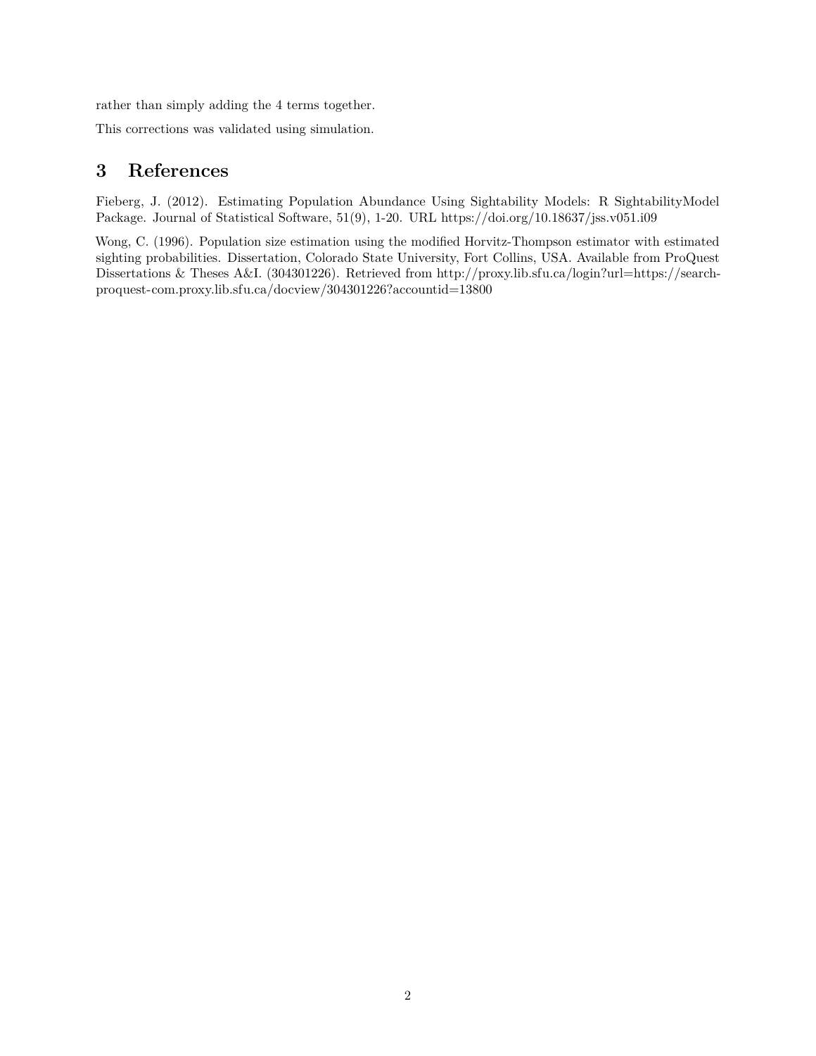rather than simply adding the 4 terms together.

This corrections was validated using simulation.

# 3 References

Fieberg, J. (2012). Estimating Population Abundance Using Sightability Models: R SightabilityModel Package. Journal of Statistical Software, 51(9), 1-20. URL https://doi.org/10.18637/jss.v051.i09

Wong, C. (1996). Population size estimation using the modified Horvitz-Thompson estimator with estimated sighting probabilities. Dissertation, Colorado State University, Fort Collins, USA. Available from ProQuest Dissertations & Theses A&I. (304301226). Retrieved from http://proxy.lib.sfu.ca/login?url=https://search-proquest-com.proxy.lib.sfu.ca/docview/304301226?accountid=13800